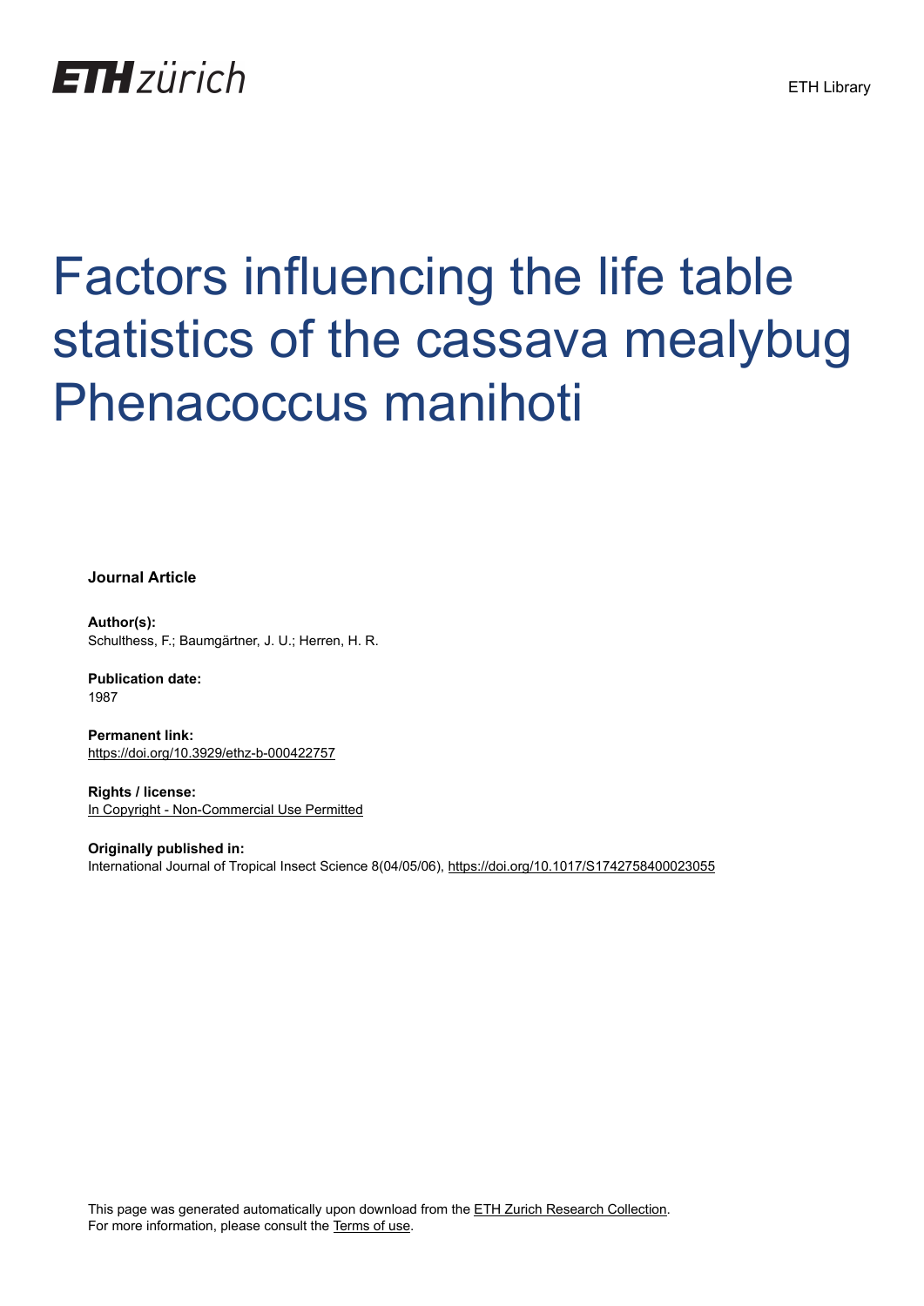ETH zürich

ETH Library

# Factors influencing the life table statistics of the cassava mealybug Phenacoccus manihoti

**Journal Article**

**Author(s):**
Schulthess, F.; Baumgärtner, J. U.; Herren, H. R.

**Publication date:**
1987

**Permanent link:**
https://doi.org/10.3929/ethz-b-000422757

**Rights / license:**
In Copyright - Non-Commercial Use Permitted

**Originally published in:**
International Journal of Tropical Insect Science 8(04/05/06), https://doi.org/10.1017/S1742758400023055

This page was generated automatically upon download from the ETH Zurich Research Collection.
For more information, please consult the Terms of use.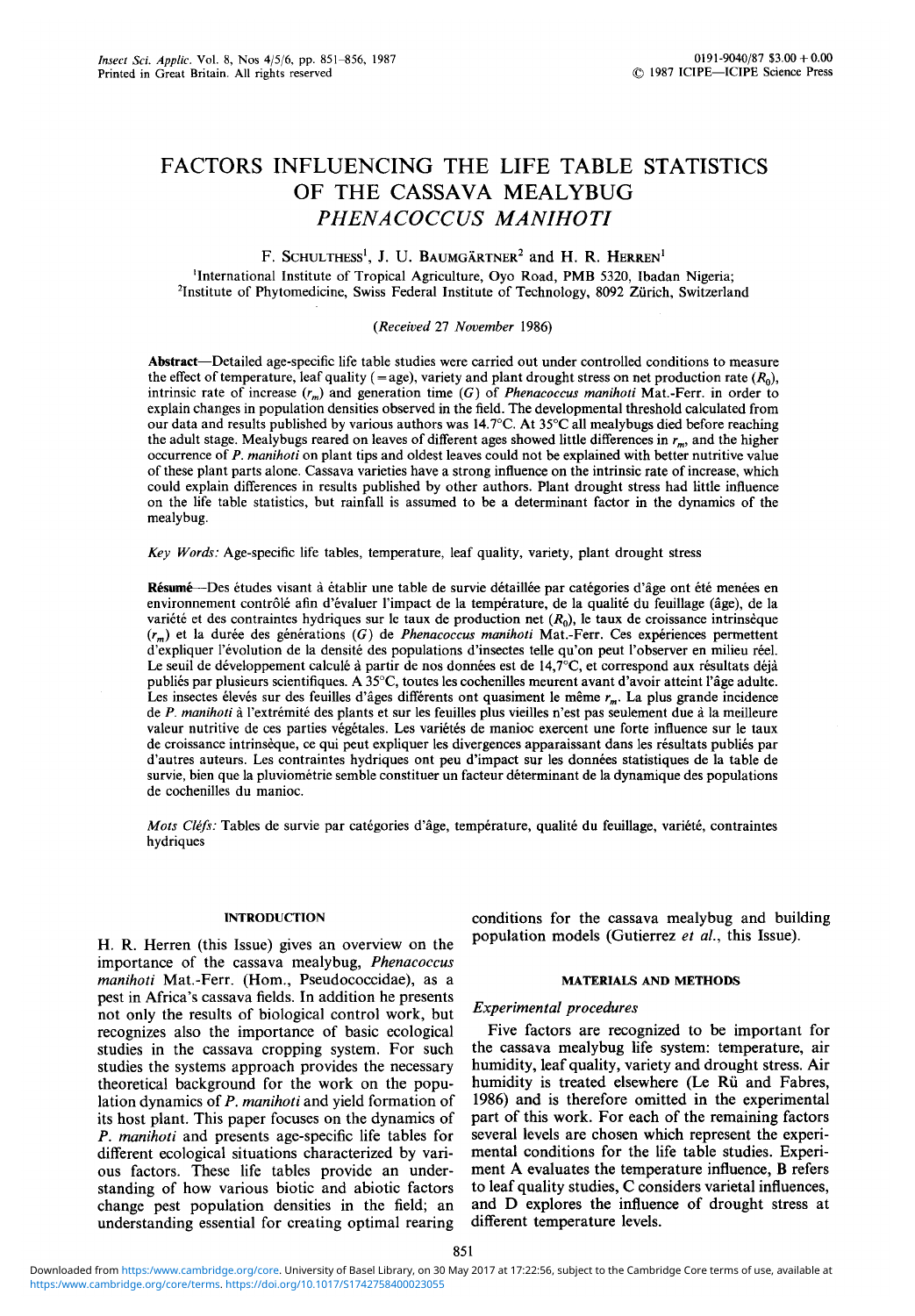# FACTORS INFLUENCING THE LIFE TABLE STATISTICS OF THE CASSAVA MEALYBUG *PHENACOCCUS MANIHOTI*

F. SCHULTHESS[1], J. U. BAUMGÄRTNER[2] and H. R. HERREN[1]

[1]International Institute of Tropical Agriculture, Oyo Road, PMB 5320, Ibadan Nigeria;
[2]Institute of Phytomedicine, Swiss Federal Institute of Technology, 8092 Zürich, Switzerland

*(Received 27 November 1986)*

**Abstract**—Detailed age-specific life table studies were carried out under controlled conditions to measure the effect of temperature, leaf quality (= age), variety and plant drought stress on net production rate ($R_0$), intrinsic rate of increase ($r_m$) and generation time ($G$) of *Phenacoccus manihoti* Mat.-Ferr. in order to explain changes in population densities observed in the field. The developmental threshold calculated from our data and results published by various authors was 14.7°C. At 35°C all mealybugs died before reaching the adult stage. Mealybugs reared on leaves of different ages showed little differences in $r_m$, and the higher occurrence of *P. manihoti* on plant tips and oldest leaves could not be explained with better nutritive value of these plant parts alone. Cassava varieties have a strong influence on the intrinsic rate of increase, which could explain differences in results published by other authors. Plant drought stress had little influence on the life table statistics, but rainfall is assumed to be a determinant factor in the dynamics of the mealybug.

*Key Words:* Age-specific life tables, temperature, leaf quality, variety, plant drought stress

**Résumé**—Des études visant à établir une table de survie détaillée par catégories d'âge ont été menées en environnement contrôlé afin d'évaluer l'impact de la température, de la qualité du feuillage (âge), de la variété et des contraintes hydriques sur le taux de production net ($R_0$), le taux de croissance intrinsèque ($r_m$) et la durée des générations ($G$) de *Phenacoccus manihoti* Mat.-Ferr. Ces expériences permettent d'expliquer l'évolution de la densité des populations d'insectes telle qu'on peut l'observer en milieu réel. Le seuil de développement calculé à partir de nos données est de 14,7°C, et correspond aux résultats déjà publiés par plusieurs scientifiques. A 35°C, toutes les cochenilles meurent avant d'avoir atteint l'âge adulte. Les insectes élevés sur des feuilles d'âges différents ont quasiment le même $r_m$. La plus grande incidence de *P. manihoti* à l'extrémité des plants et sur les feuilles plus vieilles n'est pas seulement due à la meilleure valeur nutritive de ces parties végétales. Les variétés de manioc exercent une forte influence sur le taux de croissance intrinsèque, ce qui peut expliquer les divergences apparaissant dans les résultats publiés par d'autres auteurs. Les contraintes hydriques ont peu d'impact sur les données statistiques de la table de survie, bien que la pluviométrie semble constituer un facteur déterminant de la dynamique des populations de cochenilles du manioc.

*Mots Cléfs:* Tables de survie par catégories d'âge, température, qualité du feuillage, variété, contraintes hydriques

## INTRODUCTION

H. R. Herren (this Issue) gives an overview on the importance of the cassava mealybug, *Phenacoccus manihoti* Mat.-Ferr. (Hom., Pseudococcidae), as a pest in Africa's cassava fields. In addition he presents not only the results of biological control work, but recognizes also the importance of basic ecological studies in the cassava cropping system. For such studies the systems approach provides the necessary theoretical background for the work on the population dynamics of *P. manihoti* and yield formation of its host plant. This paper focuses on the dynamics of *P. manihoti* and presents age-specific life tables for different ecological situations characterized by various factors. These life tables provide an understanding of how various biotic and abiotic factors change pest population densities in the field; an understanding essential for creating optimal rearing conditions for the cassava mealybug and building population models (Gutierrez *et al.*, this Issue).

## MATERIALS AND METHODS

### *Experimental procedures*

Five factors are recognized to be important for the cassava mealybug life system: temperature, air humidity, leaf quality, variety and drought stress. Air humidity is treated elsewhere (Le Rü and Fabres, 1986) and is therefore omitted in the experimental part of this work. For each of the remaining factors several levels are chosen which represent the experimental conditions for the life table studies. Experiment A evaluates the temperature influence, B refers to leaf quality studies, C considers varietal influences, and D explores the influence of drought stress at different temperature levels.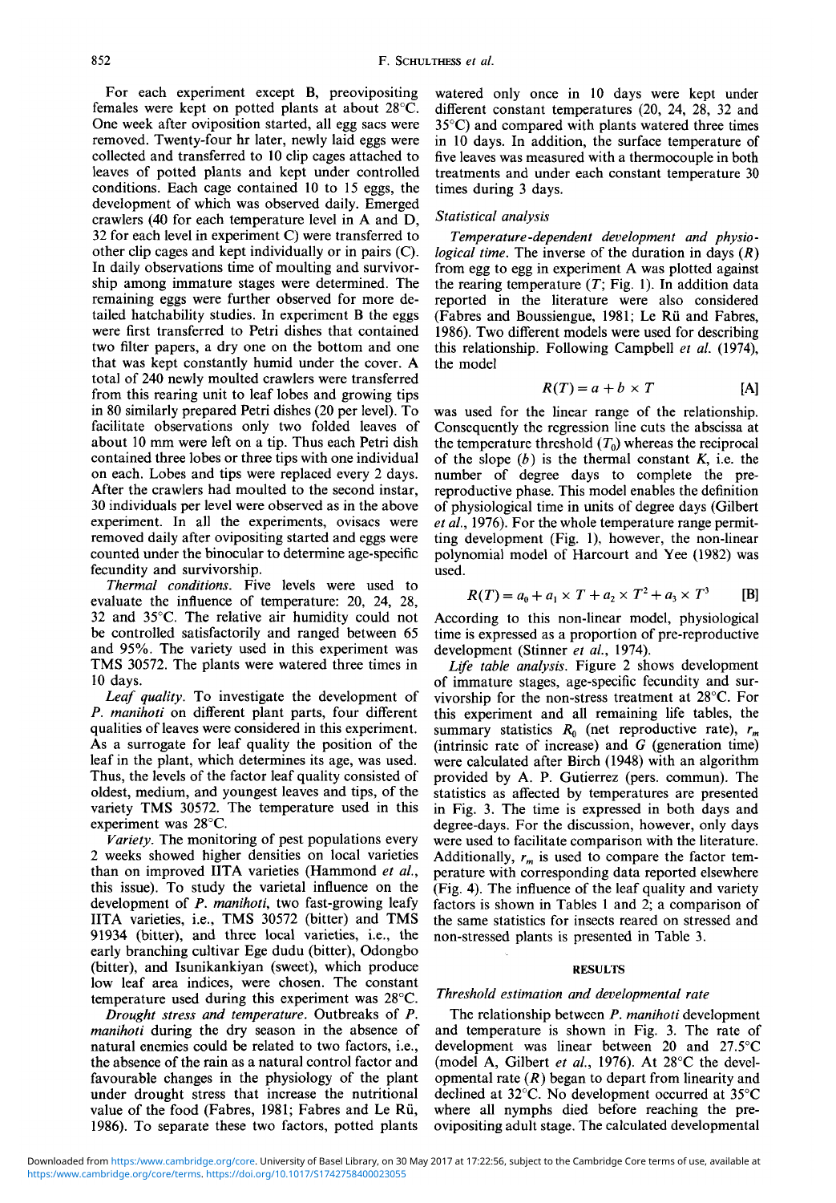For each experiment except B, preovipositing females were kept on potted plants at about 28°C. One week after oviposition started, all egg sacs were removed. Twenty-four hr later, newly laid eggs were collected and transferred to 10 clip cages attached to leaves of potted plants and kept under controlled conditions. Each cage contained 10 to 15 eggs, the development of which was observed daily. Emerged crawlers (40 for each temperature level in A and D, 32 for each level in experiment C) were transferred to other clip cages and kept individually or in pairs (C). In daily observations time of moulting and survivorship among immature stages were determined. The remaining eggs were further observed for more detailed hatchability studies. In experiment B the eggs were first transferred to Petri dishes that contained two filter papers, a dry one on the bottom and one that was kept constantly humid under the cover. A total of 240 newly moulted crawlers were transferred from this rearing unit to leaf lobes and growing tips in 80 similarly prepared Petri dishes (20 per level). To facilitate observations only two folded leaves of about 10 mm were left on a tip. Thus each Petri dish contained three lobes or three tips with one individual on each. Lobes and tips were replaced every 2 days. After the crawlers had moulted to the second instar, 30 individuals per level were observed as in the above experiment. In all the experiments, ovisacs were removed daily after ovipositing started and eggs were counted under the binocular to determine age-specific fecundity and survivorship.

*Thermal conditions.* Five levels were used to evaluate the influence of temperature: 20, 24, 28, 32 and 35°C. The relative air humidity could not be controlled satisfactorily and ranged between 65 and 95%. The variety used in this experiment was TMS 30572. The plants were watered three times in 10 days.

*Leaf quality.* To investigate the development of *P. manihoti* on different plant parts, four different qualities of leaves were considered in this experiment. As a surrogate for leaf quality the position of the leaf in the plant, which determines its age, was used. Thus, the levels of the factor leaf quality consisted of oldest, medium, and youngest leaves and tips, of the variety TMS 30572. The temperature used in this experiment was 28°C.

*Variety.* The monitoring of pest populations every 2 weeks showed higher densities on local varieties than on improved IITA varieties (Hammond *et al.*, this issue). To study the varietal influence on the development of *P. manihoti*, two fast-growing leafy IITA varieties, i.e., TMS 30572 (bitter) and TMS 91934 (bitter), and three local varieties, i.e., the early branching cultivar Ege dudu (bitter), Odongbo (bitter), and Isunikankiyan (sweet), which produce low leaf area indices, were chosen. The constant temperature used during this experiment was 28°C.

*Drought stress and temperature.* Outbreaks of *P. manihoti* during the dry season in the absence of natural enemies could be related to two factors, i.e., the absence of the rain as a natural control factor and favourable changes in the physiology of the plant under drought stress that increase the nutritional value of the food (Fabres, 1981; Fabres and Le Rü, 1986). To separate these two factors, potted plants watered only once in 10 days were kept under different constant temperatures (20, 24, 28, 32 and 35°C) and compared with plants watered three times in 10 days. In addition, the surface temperature of five leaves was measured with a thermocouple in both treatments and under each constant temperature 30 times during 3 days.

### Statistical analysis

*Temperature-dependent development and physiological time.* The inverse of the duration in days ($R$) from egg to egg in experiment A was plotted against the rearing temperature ($T$; Fig. 1). In addition data reported in the literature were also considered (Fabres and Boussienguе, 1981; Le Rü and Fabres, 1986). Two different models were used for describing this relationship. Following Campbell *et al.* (1974), the model

$$R(T) = a + b \times T \qquad \text{[A]}$$

was used for the linear range of the relationship. Consequently the regression line cuts the abscissa at the temperature threshold ($T_0$) whereas the reciprocal of the slope ($b$) is the thermal constant $K$, i.e. the number of degree days to complete the pre-reproductive phase. This model enables the definition of physiological time in units of degree days (Gilbert *et al.*, 1976). For the whole temperature range permitting development (Fig. 1), however, the non-linear polynomial model of Harcourt and Yee (1982) was used.

$$R(T) = a_0 + a_1 \times T + a_2 \times T^2 + a_3 \times T^3 \qquad \text{[B]}$$

According to this non-linear model, physiological time is expressed as a proportion of pre-reproductive development (Stinner *et al.*, 1974).

*Life table analysis.* Figure 2 shows development of immature stages, age-specific fecundity and survivorship for the non-stress treatment at 28°C. For this experiment and all remaining life tables, the summary statistics $R_0$ (net reproductive rate), $r_m$ (intrinsic rate of increase) and $G$ (generation time) were calculated after Birch (1948) with an algorithm provided by A. P. Gutierrez (pers. commun). The statistics as affected by temperatures are presented in Fig. 3. The time is expressed in both days and degree-days. For the discussion, however, only days were used to facilitate comparison with the literature. Additionally, $r_m$ is used to compare the factor temperature with corresponding data reported elsewhere (Fig. 4). The influence of the leaf quality and variety factors is shown in Tables 1 and 2; a comparison of the same statistics for insects reared on stressed and non-stressed plants is presented in Table 3.

## RESULTS

### Threshold estimation and developmental rate

The relationship between *P. manihoti* development and temperature is shown in Fig. 3. The rate of development was linear between 20 and 27.5°C (model A, Gilbert *et al.*, 1976). At 28°C the developmental rate ($R$) began to depart from linearity and declined at 32°C. No development occurred at 35°C where all nymphs died before reaching the preovipositing adult stage. The calculated developmental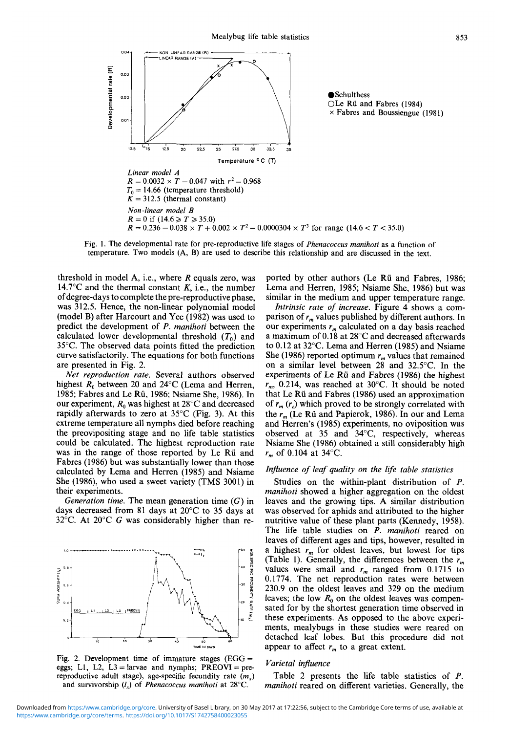Linear model A

$R = 0.0032 \times T - 0.047$ with $r^2 = 0.968$

$T_0 = 14.66$ (temperature threshold)

$K = 312.5$ (thermal constant)

Non-linear model B

$R = 0$ if $(14.6 \geq T \geq 35.0)$

$R = 0.236 - 0.038 \times T + 0.002 \times T^2 - 0.0000304 \times T^3$ for range $(14.6 < T < 35.0)$

Fig. 1. The developmental rate for pre-reproductive life stages of *Phenacoccus manihoti* as a function of temperature. Two models (A, B) are used to describe this relationship and are discussed in the text.

threshold in model A, i.e., where $R$ equals zero, was 14.7°C and the thermal constant $K$, i.e., the number of degree-days to complete the pre-reproductive phase, was 312.5. Hence, the non-linear polynomial model (model B) after Harcourt and Yee (1982) was used to predict the development of *P. manihoti* between the calculated lower developmental threshold ($T_0$) and 35°C. The observed data points fitted the prediction curve satisfactorily. The equations for both functions are presented in Fig. 2.

*Net reproduction rate.* Several authors observed highest $R_0$ between 20 and 24°C (Lema and Herren, 1985; Fabres and Le Rü, 1986; Nsiame She, 1986). In our experiment, $R_0$ was highest at 28°C and decreased rapidly afterwards to zero at 35°C (Fig. 3). At this extreme temperature all nymphs died before reaching the preovipositing stage and no life table statistics could be calculated. The highest reproduction rate was in the range of those reported by Le Rü and Fabres (1986) but was substantially lower than those calculated by Lema and Herren (1985) and Nsiame She (1986), who used a sweet variety (TMS 3001) in their experiments.

*Generation time.* The mean generation time ($G$) in days decreased from 81 days at 20°C to 35 days at 32°C. At 20°C $G$ was considerably higher than reported by other authors (Le Rü and Fabres, 1986; Lema and Herren, 1985; Nsiame She, 1986) but was similar in the medium and upper temperature range.

Fig. 2. Development time of immature stages (EGG = eggs; L1, L2, L3 = larvae and nymphs; PREOVI = pre-reproductive adult stage), age-specific fecundity rate ($m_x$) and survivorship ($l_x$) of *Phenacoccus manihoti* at 28°C.

*Intrinsic rate of increase.* Figure 4 shows a comparison of $r_m$ values published by different authors. In our experiments $r_m$ calculated on a day basis reached a maximum of 0.18 at 28°C and decreased afterwards to 0.12 at 32°C. Lema and Herren (1985) and Nsiame She (1986) reported optimum $r_m$ values that remained on a similar level between 28 and 32.5°C. In the experiments of Le Rü and Fabres (1986) the highest $r_m$, 0.214, was reached at 30°C. It should be noted that Le Rü and Fabres (1986) used an approximation of $r_m$ ($r_c$) which proved to be strongly correlated with the $r_m$ (Le Rü and Papierok, 1986). In our and Lema and Herren's (1985) experiments, no oviposition was observed at 35 and 34°C, respectively, whereas Nsiame She (1986) obtained a still considerably high $r_m$ of 0.104 at 34°C.

### Influence of leaf quality on the life table statistics

Studies on the within-plant distribution of *P. manihoti* showed a higher aggregation on the oldest leaves and the growing tips. A similar distribution was observed for aphids and attributed to the higher nutritive value of these plant parts (Kennedy, 1958). The life table studies on *P. manihoti* reared on leaves of different ages and tips, however, resulted in a highest $r_m$ for oldest leaves, but lowest for tips (Table 1). Generally, the differences between the $r_m$ values were small and $r_m$ ranged from 0.1715 to 0.1774. The net reproduction rates were between 230.9 on the oldest leaves and 329 on the medium leaves; the low $R_0$ on the oldest leaves was compensated for by the shortest generation time observed in these experiments. As opposed to the above experiments, mealybugs in these studies were reared on detached leaf lobes. But this procedure did not appear to affect $r_m$ to a great extent.

### Varietal influence

Table 2 presents the life table statistics of *P. manihoti* reared on different varieties. Generally, the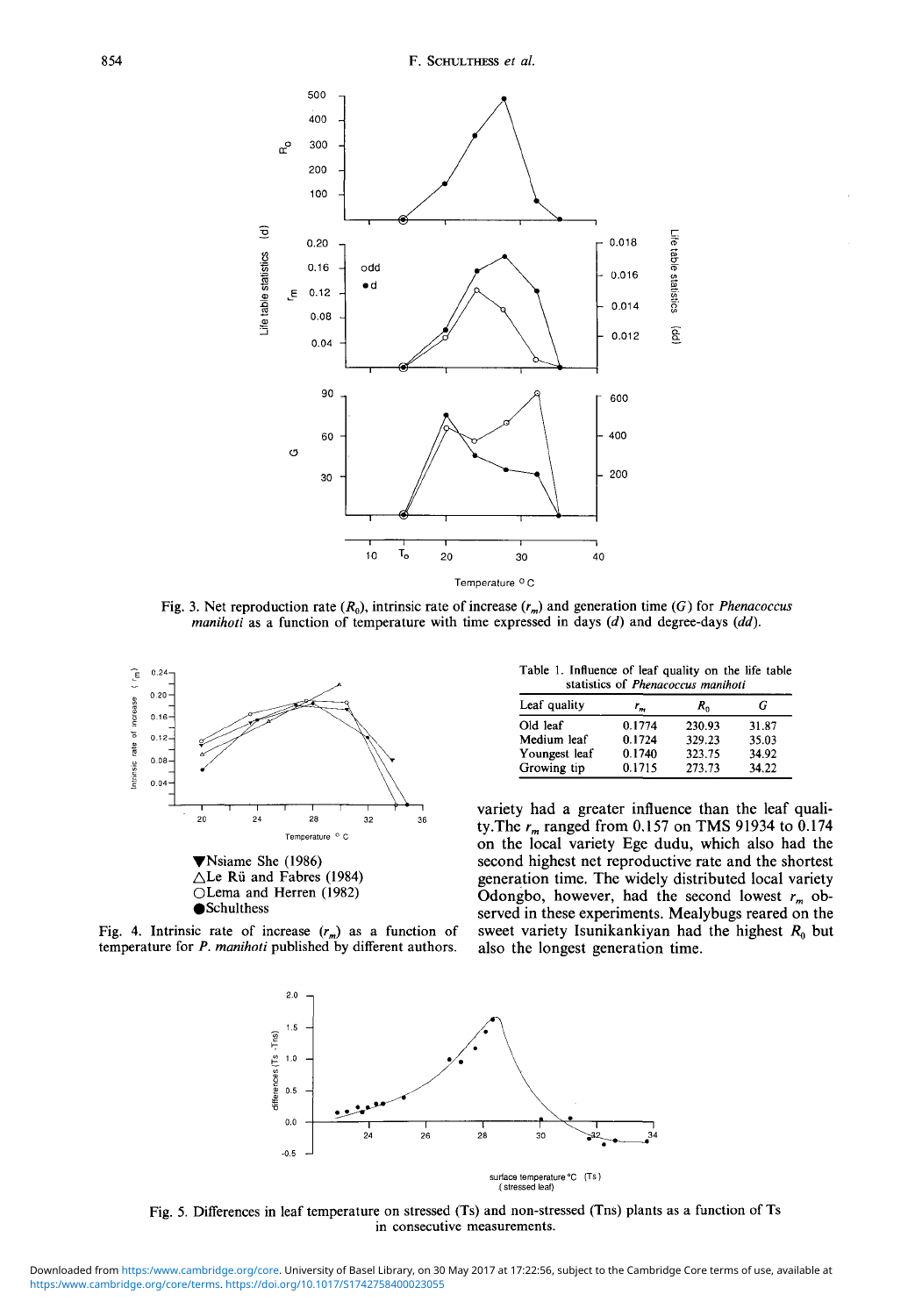Fig. 3. Net reproduction rate ($R_0$), intrinsic rate of increase ($r_m$) and generation time ($G$) for *Phenacoccus manihoti* as a function of temperature with time expressed in days ($d$) and degree-days ($dd$).

▼Nsiame She (1986)
△Le Rü and Fabres (1984)
○Lema and Herren (1982)
●Schulthess

Fig. 4. Intrinsic rate of increase ($r_m$) as a function of temperature for *P. manihoti* published by different authors.

Table 1. Influence of leaf quality on the life table statistics of *Phenacoccus manihoti*

| Leaf quality | $r_m$ | $R_0$ | $G$ |
|---|---|---|---|
| Old leaf | 0.1774 | 230.93 | 31.87 |
| Medium leaf | 0.1724 | 329.23 | 35.03 |
| Youngest leaf | 0.1740 | 323.75 | 34.92 |
| Growing tip | 0.1715 | 273.73 | 34.22 |

variety had a greater influence than the leaf quality. The $r_m$ ranged from 0.157 on TMS 91934 to 0.174 on the local variety Ege dudu, which also had the second highest net reproductive rate and the shortest generation time. The widely distributed local variety Odongbo, however, had the second lowest $r_m$ observed in these experiments. Mealybugs reared on the sweet variety Isunikankiyan had the highest $R_0$ but also the longest generation time.

Fig. 5. Differences in leaf temperature on stressed (Ts) and non-stressed (Tns) plants as a function of Ts in consecutive measurements.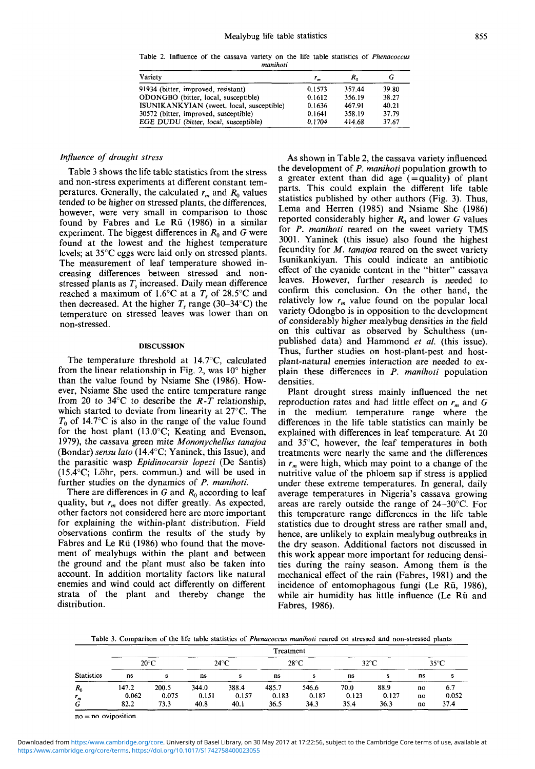Table 2. Influence of the cassava variety on the life table statistics of *Phenacoccus manihoti*

| Variety | $r_m$ | $R_0$ | $G$ |
|---|---|---|---|
| 91934 (bitter, improved, resistant) | 0.1573 | 357.44 | 39.80 |
| ODONGBO (bitter, local, susceptible) | 0.1612 | 356.19 | 38.27 |
| ISUNIKANKYIAN (sweet, local, susceptible) | 0.1636 | 467.91 | 40.21 |
| 30572 (bitter, improved, susceptible) | 0.1641 | 358.19 | 37.79 |
| EGE DUDU (bitter, local, susceptible) | 0.1704 | 414.68 | 37.67 |

### *Influence of drought stress*

Table 3 shows the life table statistics from the stress and non-stress experiments at different constant temperatures. Generally, the calculated $r_m$ and $R_0$ values tended to be higher on stressed plants, the differences, however, were very small in comparison to those found by Fabres and Le Rü (1986) in a similar experiment. The biggest differences in $R_0$ and $G$ were found at the lowest and the highest temperature levels; at 35°C eggs were laid only on stressed plants. The measurement of leaf temperature showed increasing differences between stressed and non-stressed plants as $T_s$ increased. Daily mean difference reached a maximum of 1.6°C at a $T_s$ of 28.5°C and then decreased. At the higher $T_s$ range (30–34°C) the temperature on stressed leaves was lower than on non-stressed.

## DISCUSSION

The temperature threshold at 14.7°C, calculated from the linear relationship in Fig. 2, was 10° higher than the value found by Nsiame She (1986). However, Nsiame She used the entire temperature range from 20 to 34°C to describe the $R$-$T$ relationship, which started to deviate from linearity at 27°C. The $T_0$ of 14.7°C is also in the range of the value found for the host plant (13.0°C; Keating and Evenson, 1979), the cassava green mite *Mononychellus tanajoa* (Bondar) *sensu lato* (14.4°C; Yaninek, this Issue), and the parasitic wasp *Epidinocarsis lopezi* (De Santis) (15.4°C; Löhr, pers. commun.) and will be used in further studies on the dynamics of *P. manihoti*.

There are differences in $G$ and $R_0$ according to leaf quality, but $r_m$ does not differ greatly. As expected, other factors not considered here are more important for explaining the within-plant distribution. Field observations confirm the results of the study by Fabres and Le Rü (1986) who found that the movement of mealybugs within the plant and between the ground and the plant must also be taken into account. In addition mortality factors like natural enemies and wind could act differently on different strata of the plant and thereby change the distribution.

As shown in Table 2, the cassava variety influenced the development of *P. manihoti* population growth to a greater extent than did age (=quality) of plant parts. This could explain the different life table statistics published by other authors (Fig. 3). Thus, Lema and Herren (1985) and Nsiame She (1986) reported considerably higher $R_0$ and lower $G$ values for *P. manihoti* reared on the sweet variety TMS 3001. Yaninek (this issue) also found the highest fecundity for *M. tanajoa* reared on the sweet variety Isunikankiyan. This could indicate an antibiotic effect of the cyanide content in the "bitter" cassava leaves. However, further research is needed to confirm this conclusion. On the other hand, the relatively low $r_m$ value found on the popular local variety Odongbo is in opposition to the development of considerably higher mealybug densities in the field on this cultivar as observed by Schulthess (unpublished data) and Hammond *et al.* (this issue). Thus, further studies on host-plant-pest and host-plant-natural enemies interaction are needed to explain these differences in *P. manihoti* population densities.

Plant drought stress mainly influenced the net reproduction rates and had little effect on $r_m$ and $G$ in the medium temperature range where the differences in the life table statistics can mainly be explained with differences in leaf temperature. At 20 and 35°C, however, the leaf temperatures in both treatments were nearly the same and the differences in $r_m$ were high, which may point to a change of the nutritive value of the phloem sap if stress is applied under these extreme temperatures. In general, daily average temperatures in Nigeria's cassava growing areas are rarely outside the range of 24–30°C. For this temperature range differences in the life table statistics due to drought stress are rather small and, hence, are unlikely to explain mealybug outbreaks in the dry season. Additional factors not discussed in this work appear more important for reducing densities during the rainy season. Among them is the mechanical effect of the rain (Fabres, 1981) and the incidence of entomophagous fungi (Le Rü, 1986), while air humidity has little influence (Le Rü and Fabres, 1986).

Table 3. Comparison of the life table statistics of *Phenacoccus manihoti* reared on stressed and non-stressed plants

| Statistics | 20°C | | 24°C | | 28°C | | 32°C | | 35°C | |
|---|---|---|---|---|---|---|---|---|---|---|
| | ns | s | ns | s | ns | s | ns | s | ns | s |
| $R_0$ | 147.2 | 200.5 | 344.0 | 388.4 | 485.7 | 546.6 | 70.0 | 88.9 | no | 6.7 |
| $r_m$ | 0.062 | 0.075 | 0.151 | 0.157 | 0.183 | 0.187 | 0.123 | 0.127 | no | 0.052 |
| $G$ | 82.2 | 73.3 | 40.8 | 40.1 | 36.5 | 34.3 | 35.4 | 36.3 | no | 37.4 |

no = no oviposition.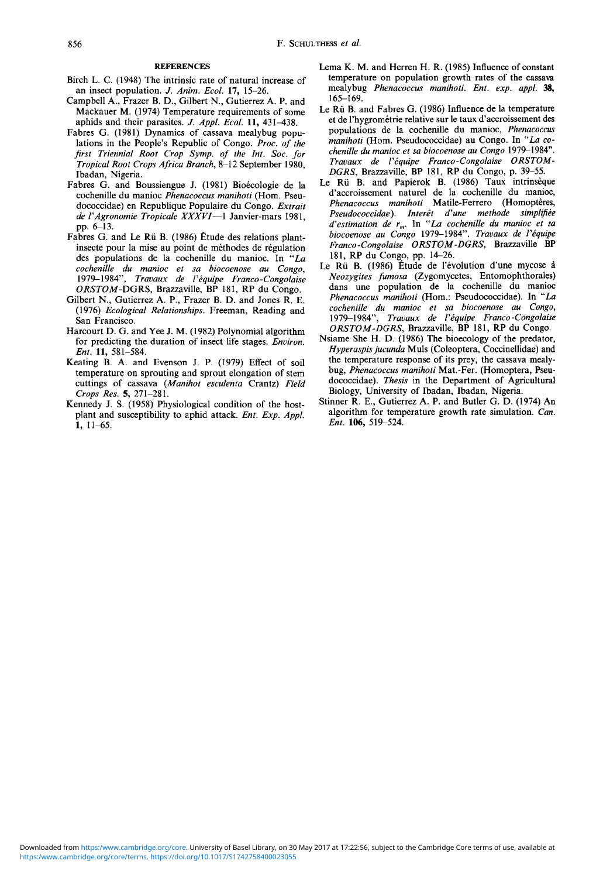## REFERENCES

Birch L. C. (1948) The intrinsic rate of natural increase of an insect population. *J. Anim. Ecol.* **17,** 15–26.

Campbell A., Frazer B. D., Gilbert N., Gutierrez A. P. and Mackauer M. (1974) Temperature requirements of some aphids and their parasites. *J. Appl. Ecol.* **11,** 431–438.

Fabres G. (1981) Dynamics of cassava mealybug populations in the People's Republic of Congo. *Proc. of the first Triennial Root Crop Symp. of the Int. Soc. for Tropical Root Crops Africa Branch,* 8–12 September 1980, Ibadan, Nigeria.

Fabres G. and Boussiengue J. (1981) Bioécologie de la cochenille du manioc *Phenacoccus manihoti* (Hom. Pseudococcidae) en Republique Populaire du Congo. *Extrait de l'Agronomie Tropicale XXXVI*—1 Janvier-mars 1981, pp. 6–13.

Fabres G. and Le Rü B. (1986) Étude des relations plant-insecte pour la mise au point de méthodes de régulation des populations de la cochenille du manioc. In *"La cochenille du manioc et sa biocoenose au Congo, 1979–1984", Travaux de l'équipe Franco-Congolaise ORSTOM*-DGRS, Brazzaville, BP 181, RP du Congo.

Gilbert N., Gutierrez A. P., Frazer B. D. and Jones R. E. (1976) *Ecological Relationships.* Freeman, Reading and San Francisco.

Harcourt D. G. and Yee J. M. (1982) Polynomial algorithm for predicting the duration of insect life stages. *Environ. Ent.* **11,** 581–584.

Keating B. A. and Evenson J. P. (1979) Effect of soil temperature on sprouting and sprout elongation of stem cuttings of cassava (*Manihot esculenta* Crantz) *Field Crops Res.* **5,** 271–281.

Kennedy J. S. (1958) Physiological condition of the host-plant and susceptibility to aphid attack. *Ent. Exp. Appl.* **1,** 11–65.

Lema K. M. and Herren H. R. (1985) Influence of constant temperature on population growth rates of the cassava mealybug *Phenacoccus manihoti. Ent. exp. appl.* **38,** 165–169.

Le Rü B. and Fabres G. (1986) Influence de la temperature et de l'hygrométrie relative sur le taux d'accroissement des populations de la cochenille du manioc, *Phenacoccus manihoti* (Hom. Pseudococcidae) au Congo. In *"La cochenille du manioc et sa biocoenose au Congo* 1979–1984". *Travaux de l'équipe Franco-Congolaise ORSTOM-DGRS,* Brazzaville, BP 181, RP du Congo, p. 39–55.

Le Rü B. and Papierok B. (1986) Taux intrinsèque d'accroissement naturel de la cochenille du manioc, *Phenacoccus manihoti* Matile-Ferrero (Homoptères, *Pseudococcidae*). *Interêt d'une methode simplifiée d'estimation de $r_m$.* In *"La cochenille du manioc et sa biocoenose au Congo* 1979–1984". *Travaux de l'équipe Franco-Congolaise ORSTOM-DGRS,* Brazzaville BP 181, RP du Congo, pp. 14–26.

Le Rü B. (1986) Étude de l'évolution d'une mycose à *Neozygites fumosa* (Zygomycetes, Entomophthorales) dans une population de la cochenille du manioc *Phenacoccus manihoti* (Hom.: Pseudococcidae). In *"La cochenille du manioc et sa biocoenose au Congo, 1979–1984", Travaux de l'équipe Franco-Congolaise ORSTOM-DGRS,* Brazzaville, BP 181, RP du Congo.

Nsiame She H. D. (1986) The bioecology of the predator, *Hyperaspis jucunda* Muls (Coleoptera, Coccinellidae) and the temperature response of its prey, the cassava mealybug, *Phenacoccus manihoti* Mat.-Fer. (Homoptera, Pseudococcidae). *Thesis* in the Department of Agricultural Biology, University of Ibadan, Ibadan, Nigeria.

Stinner R. E., Gutierrez A. P. and Butler G. D. (1974) An algorithm for temperature growth rate simulation. *Can. Ent.* **106,** 519–524.